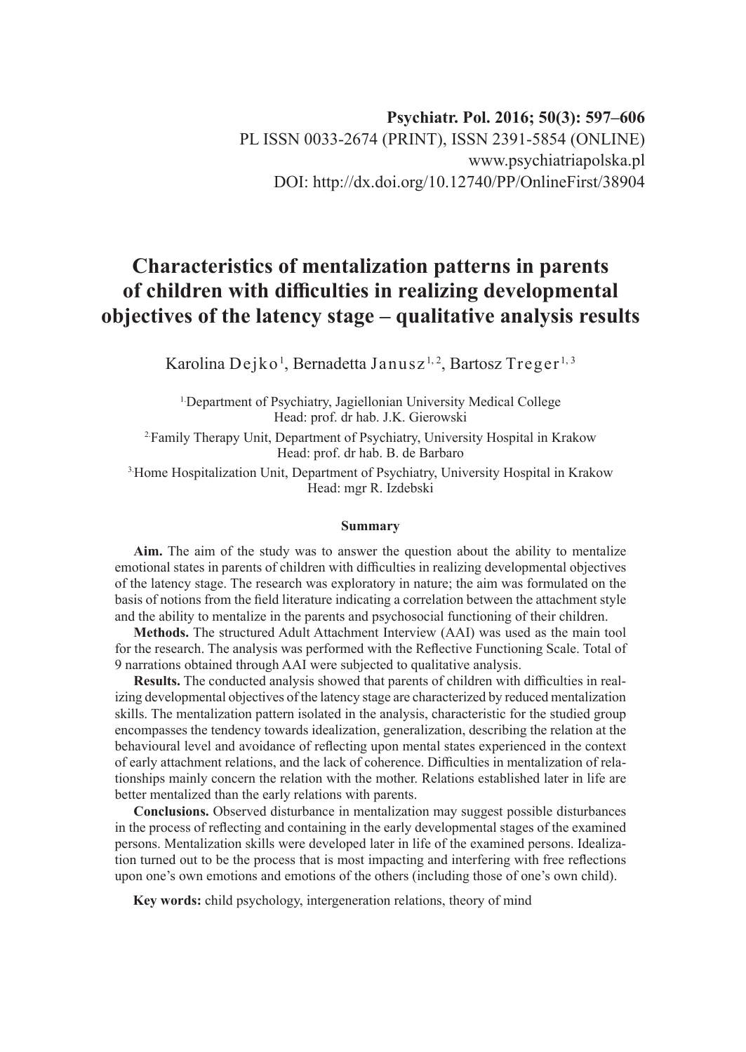Psychiatr. Pol. 2016; 50(3): 597–606
PL ISSN 0033-2674 (PRINT), ISSN 2391-5854 (ONLINE)
www.psychiatriapolska.pl
DOI: http://dx.doi.org/10.12740/PP/OnlineFirst/38904

# Characteristics of mentalization patterns in parents of children with difficulties in realizing developmental objectives of the latency stage – qualitative analysis results

Karolina Dejko[1], Bernadetta Janusz[1,2], Bartosz Treger[1,3]

[1] Department of Psychiatry, Jagiellonian University Medical College
Head: prof. dr hab. J.K. Gierowski

[2] Family Therapy Unit, Department of Psychiatry, University Hospital in Krakow
Head: prof. dr hab. B. de Barbaro

[3] Home Hospitalization Unit, Department of Psychiatry, University Hospital in Krakow
Head: mgr R. Izdebski

## Summary

**Aim.** The aim of the study was to answer the question about the ability to mentalize emotional states in parents of children with difficulties in realizing developmental objectives of the latency stage. The research was exploratory in nature; the aim was formulated on the basis of notions from the field literature indicating a correlation between the attachment style and the ability to mentalize in the parents and psychosocial functioning of their children.

**Methods.** The structured Adult Attachment Interview (AAI) was used as the main tool for the research. The analysis was performed with the Reflective Functioning Scale. Total of 9 narrations obtained through AAI were subjected to qualitative analysis.

**Results.** The conducted analysis showed that parents of children with difficulties in realizing developmental objectives of the latency stage are characterized by reduced mentalization skills. The mentalization pattern isolated in the analysis, characteristic for the studied group encompasses the tendency towards idealization, generalization, describing the relation at the behavioural level and avoidance of reflecting upon mental states experienced in the context of early attachment relations, and the lack of coherence. Difficulties in mentalization of relationships mainly concern the relation with the mother. Relations established later in life are better mentalized than the early relations with parents.

**Conclusions.** Observed disturbance in mentalization may suggest possible disturbances in the process of reflecting and containing in the early developmental stages of the examined persons. Mentalization skills were developed later in life of the examined persons. Idealization turned out to be the process that is most impacting and interfering with free reflections upon one's own emotions and emotions of the others (including those of one's own child).

**Key words:** child psychology, intergeneration relations, theory of mind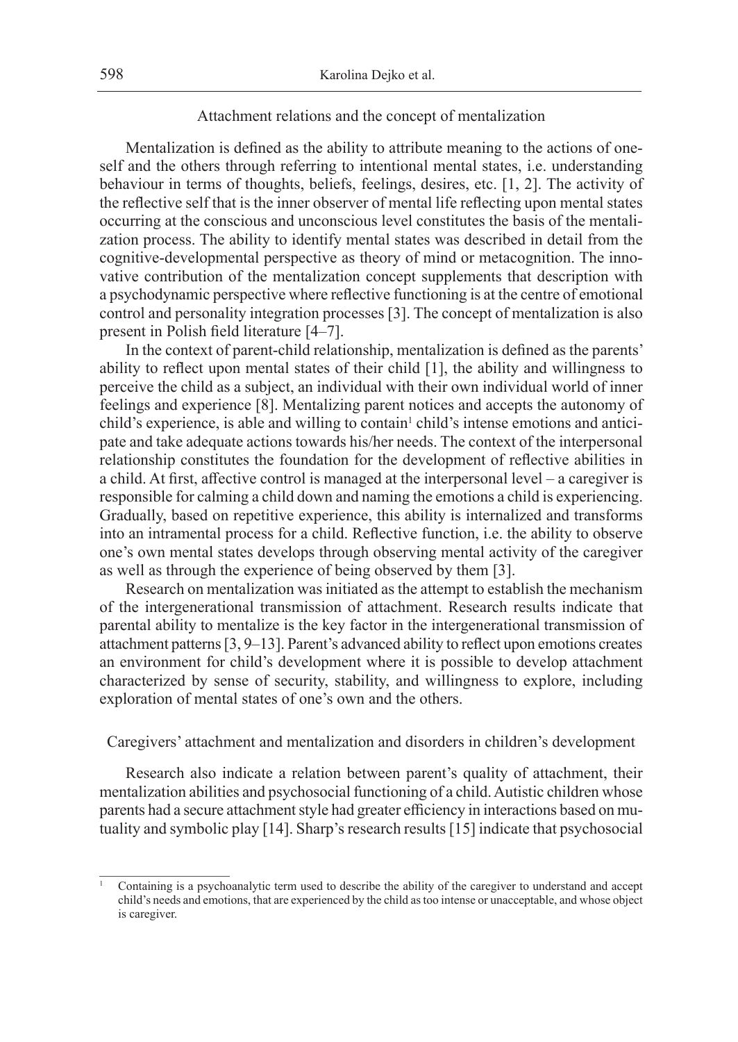## Attachment relations and the concept of mentalization

Mentalization is defined as the ability to attribute meaning to the actions of oneself and the others through referring to intentional mental states, i.e. understanding behaviour in terms of thoughts, beliefs, feelings, desires, etc. [1, 2]. The activity of the reflective self that is the inner observer of mental life reflecting upon mental states occurring at the conscious and unconscious level constitutes the basis of the mentalization process. The ability to identify mental states was described in detail from the cognitive-developmental perspective as theory of mind or metacognition. The innovative contribution of the mentalization concept supplements that description with a psychodynamic perspective where reflective functioning is at the centre of emotional control and personality integration processes [3]. The concept of mentalization is also present in Polish field literature [4–7].

In the context of parent-child relationship, mentalization is defined as the parents' ability to reflect upon mental states of their child [1], the ability and willingness to perceive the child as a subject, an individual with their own individual world of inner feelings and experience [8]. Mentalizing parent notices and accepts the autonomy of child's experience, is able and willing to contain[1] child's intense emotions and anticipate and take adequate actions towards his/her needs. The context of the interpersonal relationship constitutes the foundation for the development of reflective abilities in a child. At first, affective control is managed at the interpersonal level – a caregiver is responsible for calming a child down and naming the emotions a child is experiencing. Gradually, based on repetitive experience, this ability is internalized and transforms into an intramental process for a child. Reflective function, i.e. the ability to observe one's own mental states develops through observing mental activity of the caregiver as well as through the experience of being observed by them [3].

Research on mentalization was initiated as the attempt to establish the mechanism of the intergenerational transmission of attachment. Research results indicate that parental ability to mentalize is the key factor in the intergenerational transmission of attachment patterns [3, 9–13]. Parent's advanced ability to reflect upon emotions creates an environment for child's development where it is possible to develop attachment characterized by sense of security, stability, and willingness to explore, including exploration of mental states of one's own and the others.

## Caregivers' attachment and mentalization and disorders in children's development

Research also indicate a relation between parent's quality of attachment, their mentalization abilities and psychosocial functioning of a child. Autistic children whose parents had a secure attachment style had greater efficiency in interactions based on mutuality and symbolic play [14]. Sharp's research results [15] indicate that psychosocial

---

[1] Containing is a psychoanalytic term used to describe the ability of the caregiver to understand and accept child's needs and emotions, that are experienced by the child as too intense or unacceptable, and whose object is caregiver.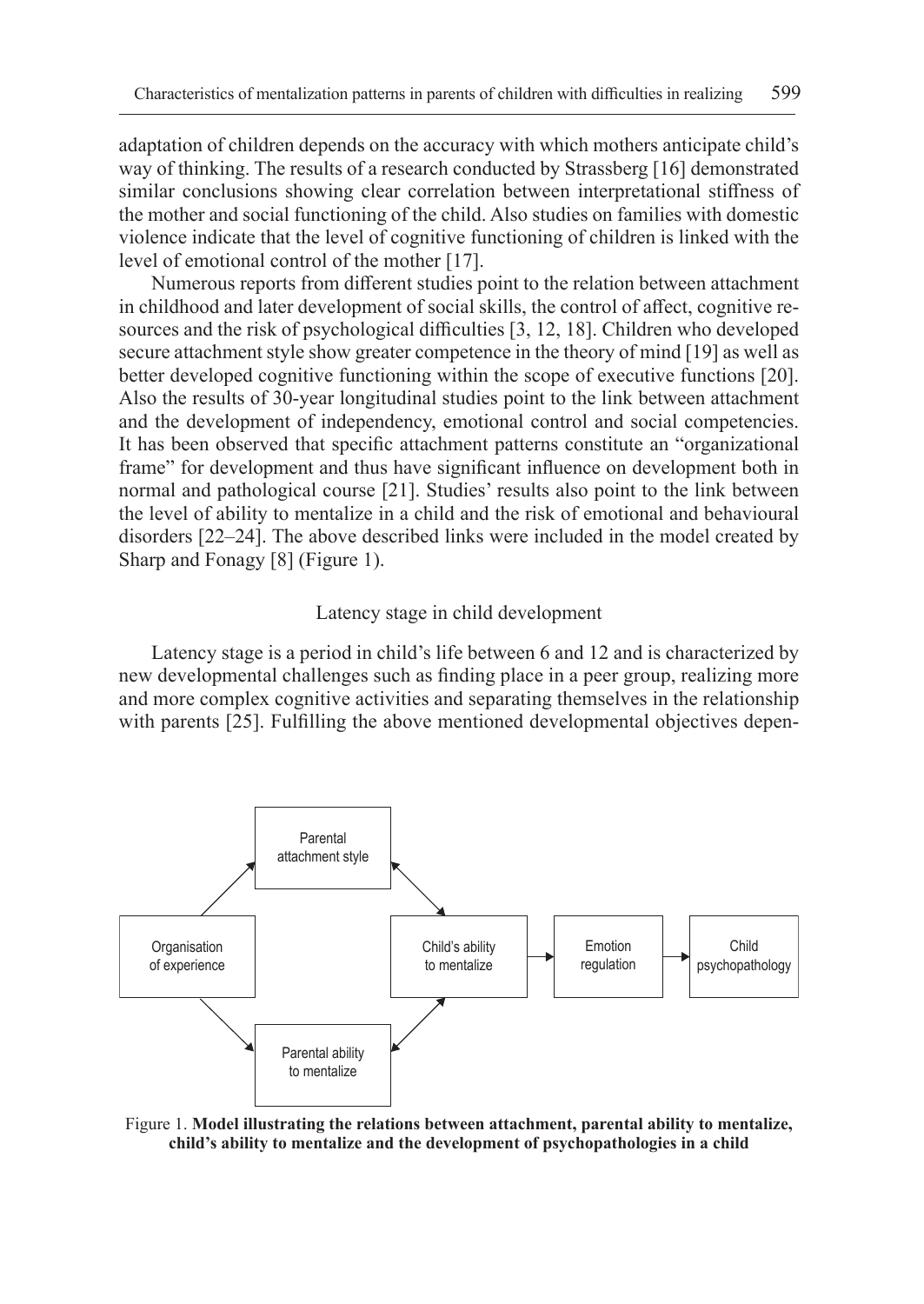adaptation of children depends on the accuracy with which mothers anticipate child's way of thinking. The results of a research conducted by Strassberg [16] demonstrated similar conclusions showing clear correlation between interpretational stiffness of the mother and social functioning of the child. Also studies on families with domestic violence indicate that the level of cognitive functioning of children is linked with the level of emotional control of the mother [17].

Numerous reports from different studies point to the relation between attachment in childhood and later development of social skills, the control of affect, cognitive resources and the risk of psychological difficulties [3, 12, 18]. Children who developed secure attachment style show greater competence in the theory of mind [19] as well as better developed cognitive functioning within the scope of executive functions [20]. Also the results of 30-year longitudinal studies point to the link between attachment and the development of independency, emotional control and social competencies. It has been observed that specific attachment patterns constitute an "organizational frame" for development and thus have significant influence on development both in normal and pathological course [21]. Studies' results also point to the link between the level of ability to mentalize in a child and the risk of emotional and behavioural disorders [22–24]. The above described links were included in the model created by Sharp and Fonagy [8] (Figure 1).

## Latency stage in child development

Latency stage is a period in child's life between 6 and 12 and is characterized by new developmental challenges such as finding place in a peer group, realizing more and more complex cognitive activities and separating themselves in the relationship with parents [25]. Fulfilling the above mentioned developmental objectives depen-

Organisation of experience → Parental attachment style; Organisation of experience → Parental ability to mentalize; Parental attachment style ↔ Child's ability to mentalize; Parental ability to mentalize ↔ Child's ability to mentalize; Child's ability to mentalize → Emotion regulation → Child psychopathology

Figure 1. **Model illustrating the relations between attachment, parental ability to mentalize, child's ability to mentalize and the development of psychopathologies in a child**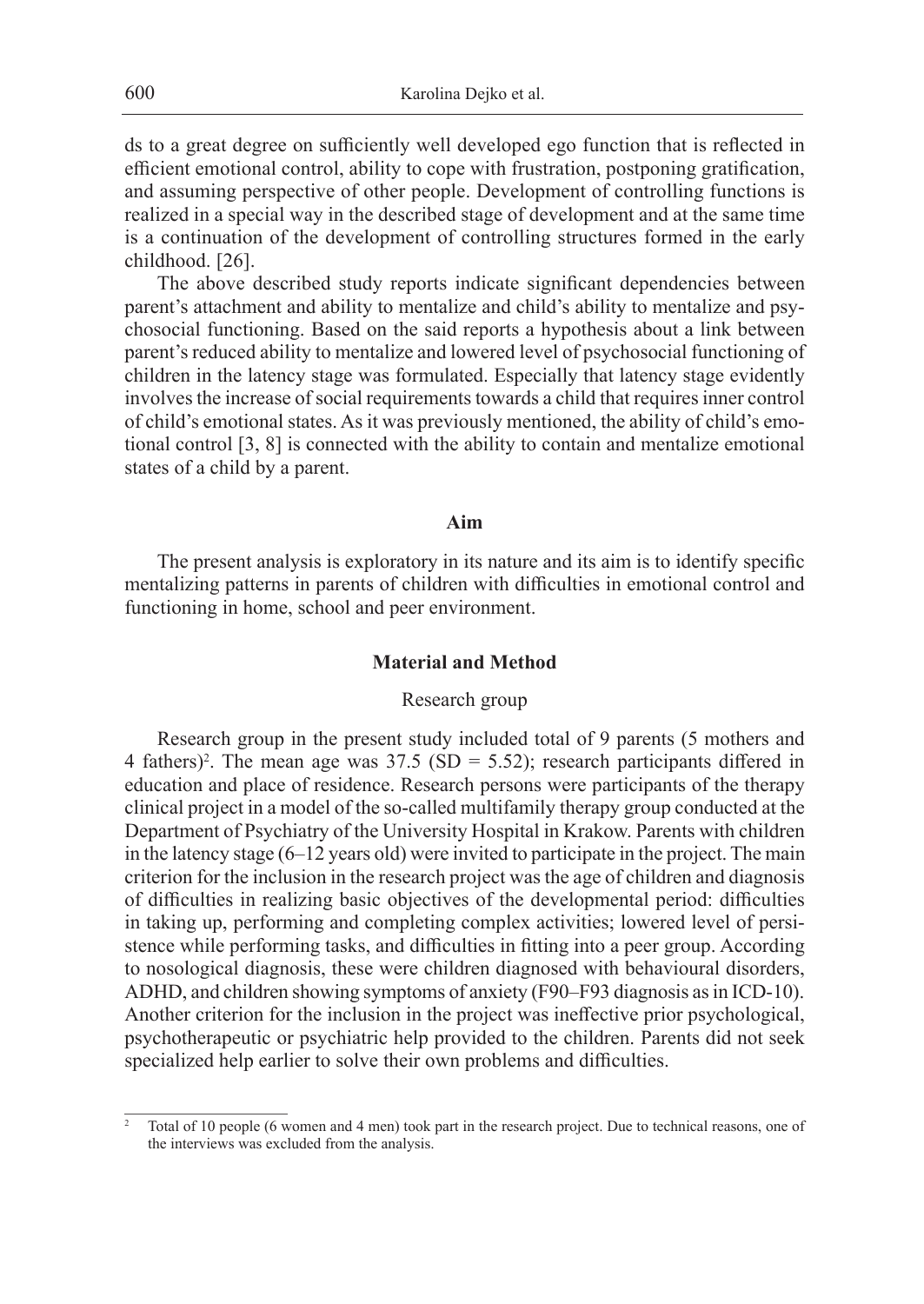ds to a great degree on sufficiently well developed ego function that is reflected in efficient emotional control, ability to cope with frustration, postponing gratification, and assuming perspective of other people. Development of controlling functions is realized in a special way in the described stage of development and at the same time is a continuation of the development of controlling structures formed in the early childhood. [26].

The above described study reports indicate significant dependencies between parent's attachment and ability to mentalize and child's ability to mentalize and psychosocial functioning. Based on the said reports a hypothesis about a link between parent's reduced ability to mentalize and lowered level of psychosocial functioning of children in the latency stage was formulated. Especially that latency stage evidently involves the increase of social requirements towards a child that requires inner control of child's emotional states. As it was previously mentioned, the ability of child's emotional control [3, 8] is connected with the ability to contain and mentalize emotional states of a child by a parent.

## Aim

The present analysis is exploratory in its nature and its aim is to identify specific mentalizing patterns in parents of children with difficulties in emotional control and functioning in home, school and peer environment.

## Material and Method

### Research group

Research group in the present study included total of 9 parents (5 mothers and 4 fathers)[2]. The mean age was 37.5 (SD = 5.52); research participants differed in education and place of residence. Research persons were participants of the therapy clinical project in a model of the so-called multifamily therapy group conducted at the Department of Psychiatry of the University Hospital in Krakow. Parents with children in the latency stage (6–12 years old) were invited to participate in the project. The main criterion for the inclusion in the research project was the age of children and diagnosis of difficulties in realizing basic objectives of the developmental period: difficulties in taking up, performing and completing complex activities; lowered level of persistence while performing tasks, and difficulties in fitting into a peer group. According to nosological diagnosis, these were children diagnosed with behavioural disorders, ADHD, and children showing symptoms of anxiety (F90–F93 diagnosis as in ICD-10). Another criterion for the inclusion in the project was ineffective prior psychological, psychotherapeutic or psychiatric help provided to the children. Parents did not seek specialized help earlier to solve their own problems and difficulties.

[2] Total of 10 people (6 women and 4 men) took part in the research project. Due to technical reasons, one of the interviews was excluded from the analysis.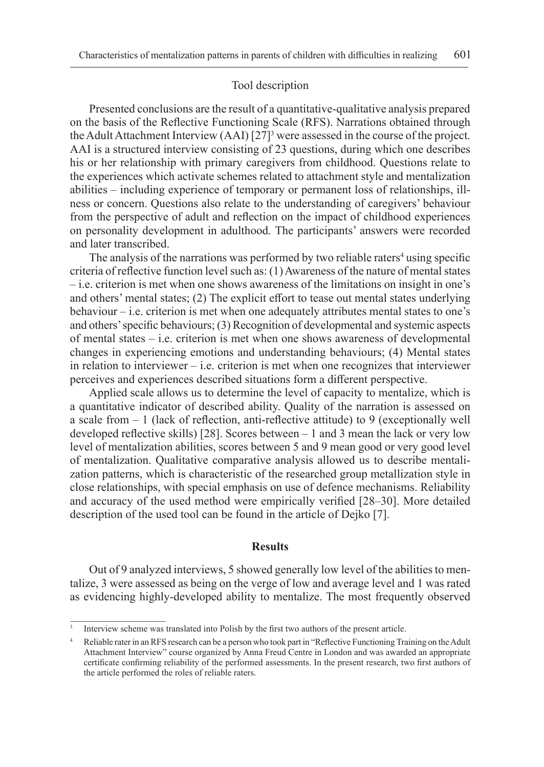## Tool description

Presented conclusions are the result of a quantitative-qualitative analysis prepared on the basis of the Reflective Functioning Scale (RFS). Narrations obtained through the Adult Attachment Interview (AAI) [27][3] were assessed in the course of the project. AAI is a structured interview consisting of 23 questions, during which one describes his or her relationship with primary caregivers from childhood. Questions relate to the experiences which activate schemes related to attachment style and mentalization abilities – including experience of temporary or permanent loss of relationships, illness or concern. Questions also relate to the understanding of caregivers' behaviour from the perspective of adult and reflection on the impact of childhood experiences on personality development in adulthood. The participants' answers were recorded and later transcribed.

The analysis of the narrations was performed by two reliable raters[4] using specific criteria of reflective function level such as: (1) Awareness of the nature of mental states – i.e. criterion is met when one shows awareness of the limitations on insight in one's and others' mental states; (2) The explicit effort to tease out mental states underlying behaviour – i.e. criterion is met when one adequately attributes mental states to one's and others' specific behaviours; (3) Recognition of developmental and systemic aspects of mental states – i.e. criterion is met when one shows awareness of developmental changes in experiencing emotions and understanding behaviours; (4) Mental states in relation to interviewer – i.e. criterion is met when one recognizes that interviewer perceives and experiences described situations form a different perspective.

Applied scale allows us to determine the level of capacity to mentalize, which is a quantitative indicator of described ability. Quality of the narration is assessed on a scale from – 1 (lack of reflection, anti-reflective attitude) to 9 (exceptionally well developed reflective skills) [28]. Scores between – 1 and 3 mean the lack or very low level of mentalization abilities, scores between 5 and 9 mean good or very good level of mentalization. Qualitative comparative analysis allowed us to describe mentalization patterns, which is characteristic of the researched group metallization style in close relationships, with special emphasis on use of defence mechanisms. Reliability and accuracy of the used method were empirically verified [28–30]. More detailed description of the used tool can be found in the article of Dejko [7].

## Results

Out of 9 analyzed interviews, 5 showed generally low level of the abilities to mentalize, 3 were assessed as being on the verge of low and average level and 1 was rated as evidencing highly-developed ability to mentalize. The most frequently observed

---

[3] Interview scheme was translated into Polish by the first two authors of the present article.

[4] Reliable rater in an RFS research can be a person who took part in "Reflective Functioning Training on the Adult Attachment Interview" course organized by Anna Freud Centre in London and was awarded an appropriate certificate confirming reliability of the performed assessments. In the present research, two first authors of the article performed the roles of reliable raters.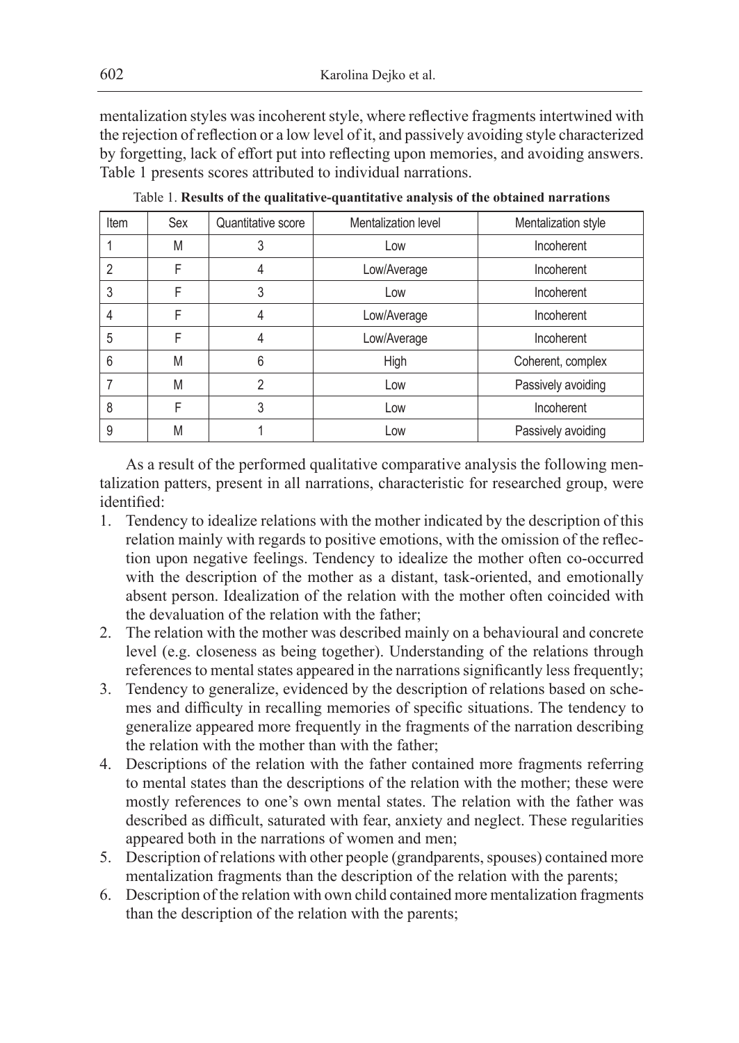mentalization styles was incoherent style, where reflective fragments intertwined with the rejection of reflection or a low level of it, and passively avoiding style characterized by forgetting, lack of effort put into reflecting upon memories, and avoiding answers. Table 1 presents scores attributed to individual narrations.

Table 1. **Results of the qualitative-quantitative analysis of the obtained narrations**

| Item | Sex | Quantitative score | Mentalization level | Mentalization style |
|---|---|---|---|---|
| 1 | M | 3 | Low | Incoherent |
| 2 | F | 4 | Low/Average | Incoherent |
| 3 | F | 3 | Low | Incoherent |
| 4 | F | 4 | Low/Average | Incoherent |
| 5 | F | 4 | Low/Average | Incoherent |
| 6 | M | 6 | High | Coherent, complex |
| 7 | M | 2 | Low | Passively avoiding |
| 8 | F | 3 | Low | Incoherent |
| 9 | M | 1 | Low | Passively avoiding |

As a result of the performed qualitative comparative analysis the following mentalization patters, present in all narrations, characteristic for researched group, were identified:

1. Tendency to idealize relations with the mother indicated by the description of this relation mainly with regards to positive emotions, with the omission of the reflection upon negative feelings. Tendency to idealize the mother often co-occurred with the description of the mother as a distant, task-oriented, and emotionally absent person. Idealization of the relation with the mother often coincided with the devaluation of the relation with the father;
2. The relation with the mother was described mainly on a behavioural and concrete level (e.g. closeness as being together). Understanding of the relations through references to mental states appeared in the narrations significantly less frequently;
3. Tendency to generalize, evidenced by the description of relations based on schemes and difficulty in recalling memories of specific situations. The tendency to generalize appeared more frequently in the fragments of the narration describing the relation with the mother than with the father;
4. Descriptions of the relation with the father contained more fragments referring to mental states than the descriptions of the relation with the mother; these were mostly references to one's own mental states. The relation with the father was described as difficult, saturated with fear, anxiety and neglect. These regularities appeared both in the narrations of women and men;
5. Description of relations with other people (grandparents, spouses) contained more mentalization fragments than the description of the relation with the parents;
6. Description of the relation with own child contained more mentalization fragments than the description of the relation with the parents;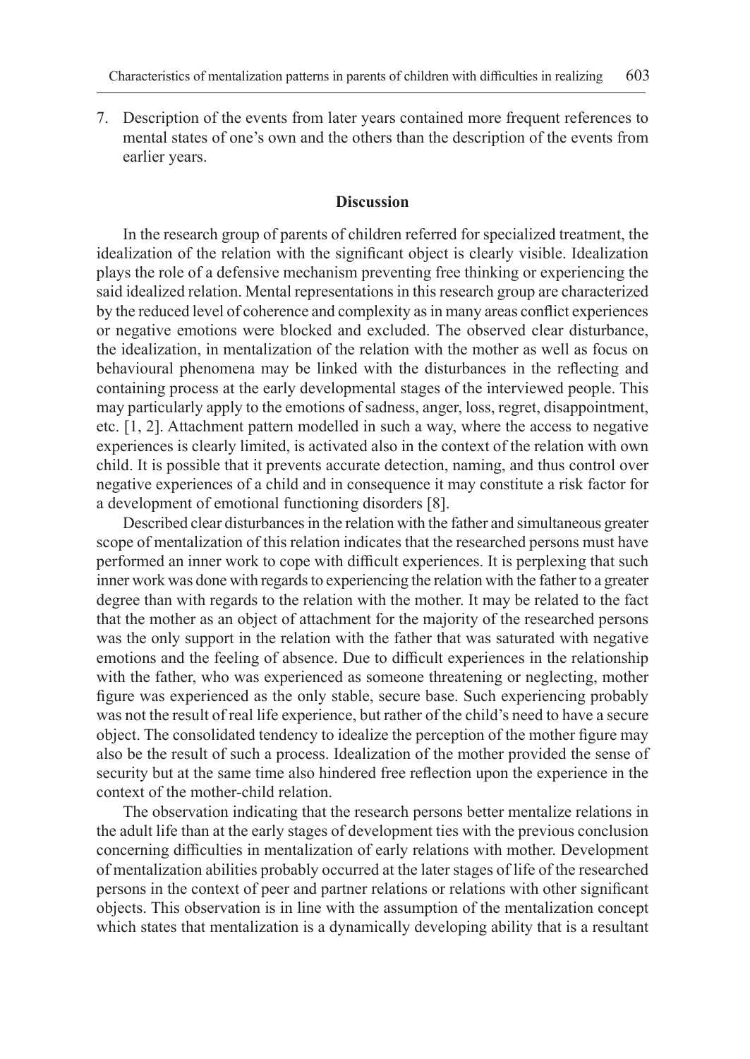7. Description of the events from later years contained more frequent references to mental states of one's own and the others than the description of the events from earlier years.

## Discussion

In the research group of parents of children referred for specialized treatment, the idealization of the relation with the significant object is clearly visible. Idealization plays the role of a defensive mechanism preventing free thinking or experiencing the said idealized relation. Mental representations in this research group are characterized by the reduced level of coherence and complexity as in many areas conflict experiences or negative emotions were blocked and excluded. The observed clear disturbance, the idealization, in mentalization of the relation with the mother as well as focus on behavioural phenomena may be linked with the disturbances in the reflecting and containing process at the early developmental stages of the interviewed people. This may particularly apply to the emotions of sadness, anger, loss, regret, disappointment, etc. [1, 2]. Attachment pattern modelled in such a way, where the access to negative experiences is clearly limited, is activated also in the context of the relation with own child. It is possible that it prevents accurate detection, naming, and thus control over negative experiences of a child and in consequence it may constitute a risk factor for a development of emotional functioning disorders [8].

Described clear disturbances in the relation with the father and simultaneous greater scope of mentalization of this relation indicates that the researched persons must have performed an inner work to cope with difficult experiences. It is perplexing that such inner work was done with regards to experiencing the relation with the father to a greater degree than with regards to the relation with the mother. It may be related to the fact that the mother as an object of attachment for the majority of the researched persons was the only support in the relation with the father that was saturated with negative emotions and the feeling of absence. Due to difficult experiences in the relationship with the father, who was experienced as someone threatening or neglecting, mother figure was experienced as the only stable, secure base. Such experiencing probably was not the result of real life experience, but rather of the child's need to have a secure object. The consolidated tendency to idealize the perception of the mother figure may also be the result of such a process. Idealization of the mother provided the sense of security but at the same time also hindered free reflection upon the experience in the context of the mother-child relation.

The observation indicating that the research persons better mentalize relations in the adult life than at the early stages of development ties with the previous conclusion concerning difficulties in mentalization of early relations with mother. Development of mentalization abilities probably occurred at the later stages of life of the researched persons in the context of peer and partner relations or relations with other significant objects. This observation is in line with the assumption of the mentalization concept which states that mentalization is a dynamically developing ability that is a resultant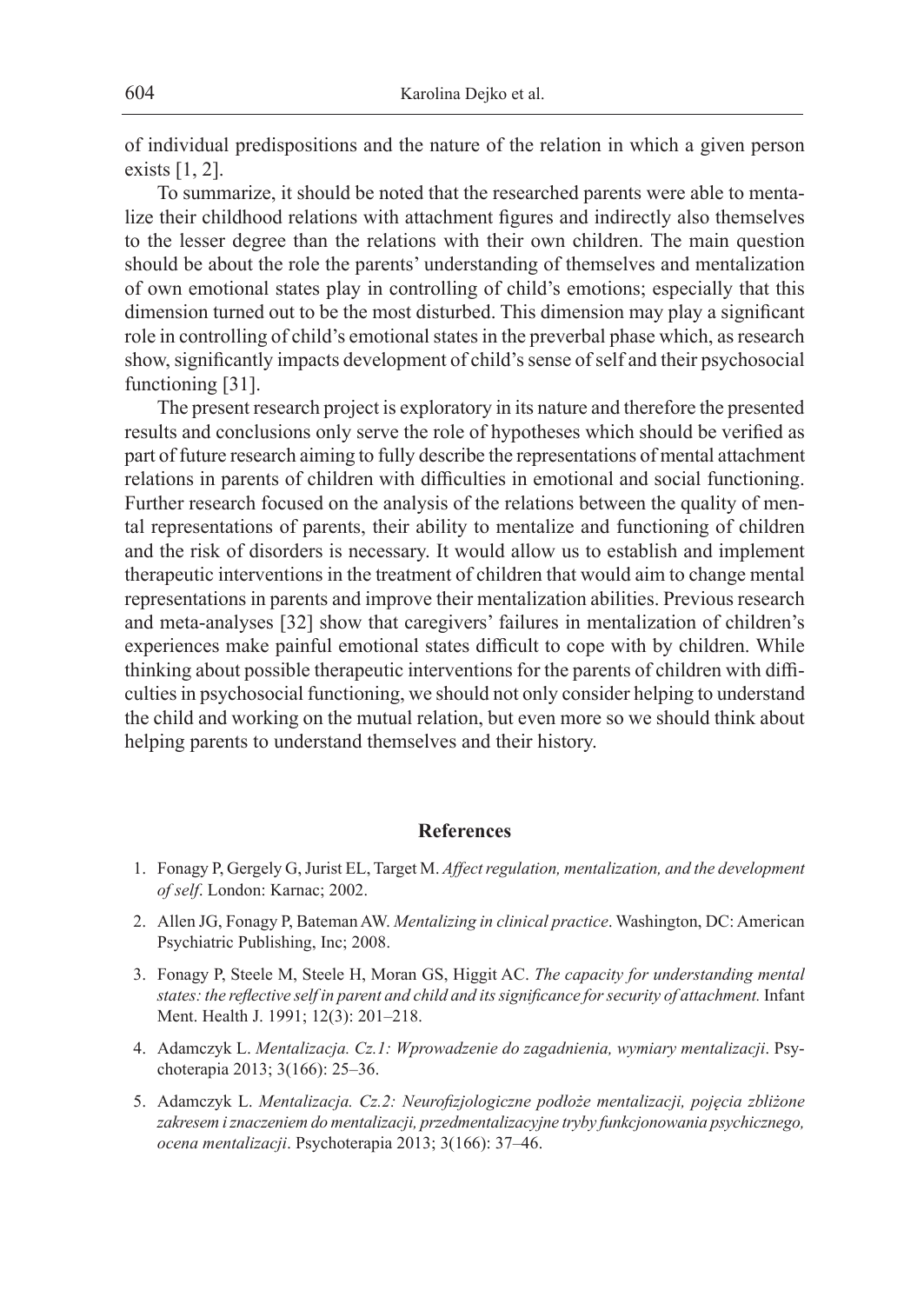of individual predispositions and the nature of the relation in which a given person exists [1, 2].

To summarize, it should be noted that the researched parents were able to mentalize their childhood relations with attachment figures and indirectly also themselves to the lesser degree than the relations with their own children. The main question should be about the role the parents' understanding of themselves and mentalization of own emotional states play in controlling of child's emotions; especially that this dimension turned out to be the most disturbed. This dimension may play a significant role in controlling of child's emotional states in the preverbal phase which, as research show, significantly impacts development of child's sense of self and their psychosocial functioning [31].

The present research project is exploratory in its nature and therefore the presented results and conclusions only serve the role of hypotheses which should be verified as part of future research aiming to fully describe the representations of mental attachment relations in parents of children with difficulties in emotional and social functioning. Further research focused on the analysis of the relations between the quality of mental representations of parents, their ability to mentalize and functioning of children and the risk of disorders is necessary. It would allow us to establish and implement therapeutic interventions in the treatment of children that would aim to change mental representations in parents and improve their mentalization abilities. Previous research and meta-analyses [32] show that caregivers' failures in mentalization of children's experiences make painful emotional states difficult to cope with by children. While thinking about possible therapeutic interventions for the parents of children with difficulties in psychosocial functioning, we should not only consider helping to understand the child and working on the mutual relation, but even more so we should think about helping parents to understand themselves and their history.

## References

1. Fonagy P, Gergely G, Jurist EL, Target M. *Affect regulation, mentalization, and the development of self*. London: Karnac; 2002.
2. Allen JG, Fonagy P, Bateman AW. *Mentalizing in clinical practice*. Washington, DC: American Psychiatric Publishing, Inc; 2008.
3. Fonagy P, Steele M, Steele H, Moran GS, Higgit AC. *The capacity for understanding mental states: the reflective self in parent and child and its significance for security of attachment.* Infant Ment. Health J. 1991; 12(3): 201–218.
4. Adamczyk L. *Mentalizacja. Cz.1: Wprowadzenie do zagadnienia, wymiary mentalizacji*. Psychoterapia 2013; 3(166): 25–36.
5. Adamczyk L. *Mentalizacja. Cz.2: Neurofizjologiczne podłoże mentalizacji, pojęcia zbliżone zakresem i znaczeniem do mentalizacji, przedmentalizacyjne tryby funkcjonowania psychicznego, ocena mentalizacji*. Psychoterapia 2013; 3(166): 37–46.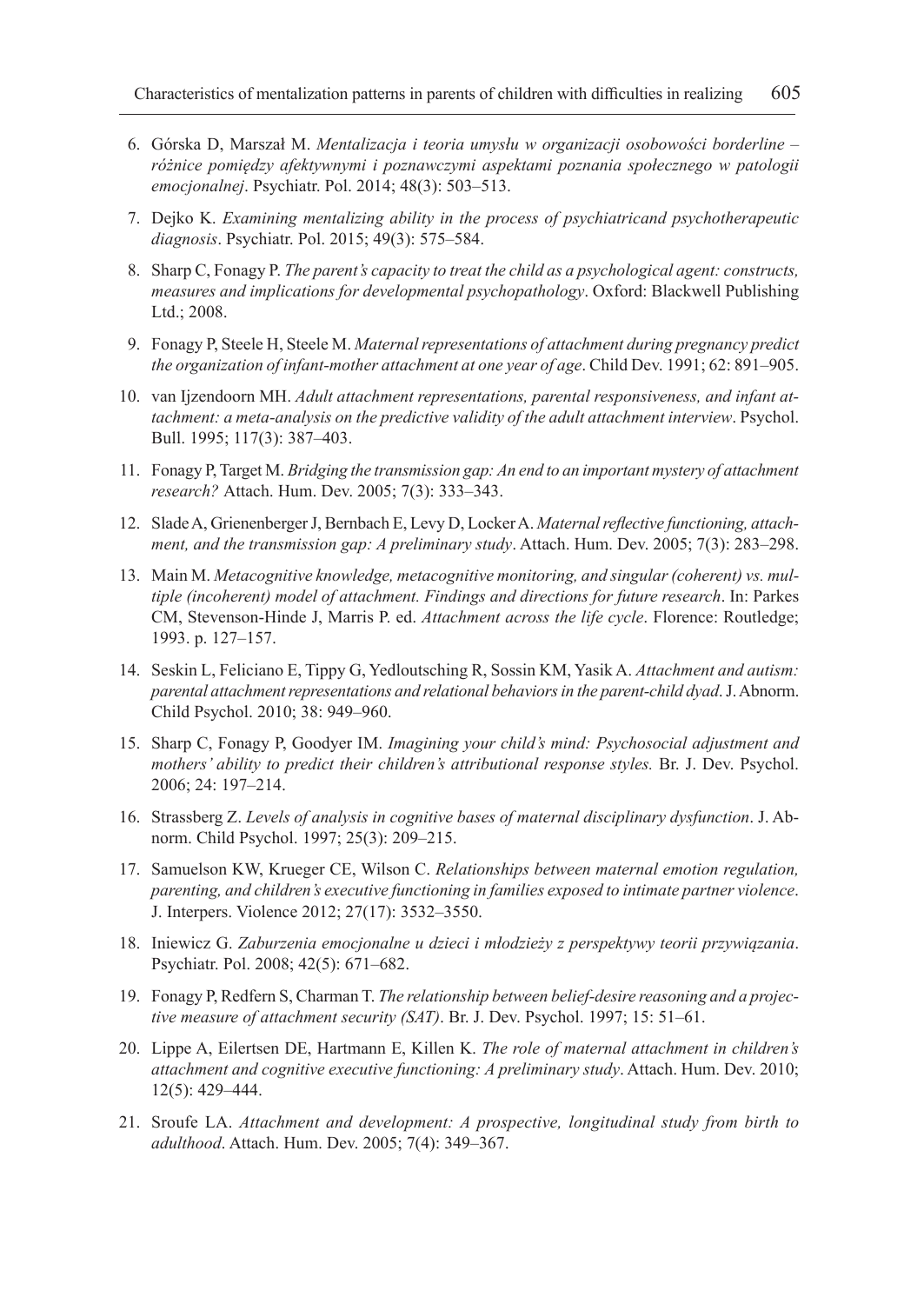6. Górska D, Marszał M. *Mentalizacja i teoria umysłu w organizacji osobowości borderline – różnice pomiędzy afektywnymi i poznawczymi aspektami poznania społecznego w patologii emocjonalnej*. Psychiatr. Pol. 2014; 48(3): 503–513.
7. Dejko K. *Examining mentalizing ability in the process of psychiatricand psychotherapeutic diagnosis*. Psychiatr. Pol. 2015; 49(3): 575–584.
8. Sharp C, Fonagy P. *The parent's capacity to treat the child as a psychological agent: constructs, measures and implications for developmental psychopathology*. Oxford: Blackwell Publishing Ltd.; 2008.
9. Fonagy P, Steele H, Steele M. *Maternal representations of attachment during pregnancy predict the organization of infant-mother attachment at one year of age*. Child Dev. 1991; 62: 891–905.
10. van Ijzendoorn MH. *Adult attachment representations, parental responsiveness, and infant attachment: a meta-analysis on the predictive validity of the adult attachment interview*. Psychol. Bull. 1995; 117(3): 387–403.
11. Fonagy P, Target M. *Bridging the transmission gap: An end to an important mystery of attachment research?* Attach. Hum. Dev. 2005; 7(3): 333–343.
12. Slade A, Grienenberger J, Bernbach E, Levy D, Locker A. *Maternal reflective functioning, attachment, and the transmission gap: A preliminary study*. Attach. Hum. Dev. 2005; 7(3): 283–298.
13. Main M. *Metacognitive knowledge, metacognitive monitoring, and singular (coherent) vs. multiple (incoherent) model of attachment. Findings and directions for future research*. In: Parkes CM, Stevenson-Hinde J, Marris P. ed. *Attachment across the life cycle*. Florence: Routledge; 1993. p. 127–157.
14. Seskin L, Feliciano E, Tippy G, Yedloutsching R, Sossin KM, Yasik A. *Attachment and autism: parental attachment representations and relational behaviors in the parent-child dyad*. J. Abnorm. Child Psychol. 2010; 38: 949–960.
15. Sharp C, Fonagy P, Goodyer IM. *Imagining your child's mind: Psychosocial adjustment and mothers' ability to predict their children's attributional response styles.* Br. J. Dev. Psychol. 2006; 24: 197–214.
16. Strassberg Z. *Levels of analysis in cognitive bases of maternal disciplinary dysfunction*. J. Abnorm. Child Psychol. 1997; 25(3): 209–215.
17. Samuelson KW, Krueger CE, Wilson C. *Relationships between maternal emotion regulation, parenting, and children's executive functioning in families exposed to intimate partner violence*. J. Interpers. Violence 2012; 27(17): 3532–3550.
18. Iniewicz G. *Zaburzenia emocjonalne u dzieci i młodzieży z perspektywy teorii przywiązania*. Psychiatr. Pol. 2008; 42(5): 671–682.
19. Fonagy P, Redfern S, Charman T. *The relationship between belief-desire reasoning and a projective measure of attachment security (SAT)*. Br. J. Dev. Psychol. 1997; 15: 51–61.
20. Lippe A, Eilertsen DE, Hartmann E, Killen K. *The role of maternal attachment in children's attachment and cognitive executive functioning: A preliminary study*. Attach. Hum. Dev. 2010; 12(5): 429–444.
21. Sroufe LA. *Attachment and development: A prospective, longitudinal study from birth to adulthood*. Attach. Hum. Dev. 2005; 7(4): 349–367.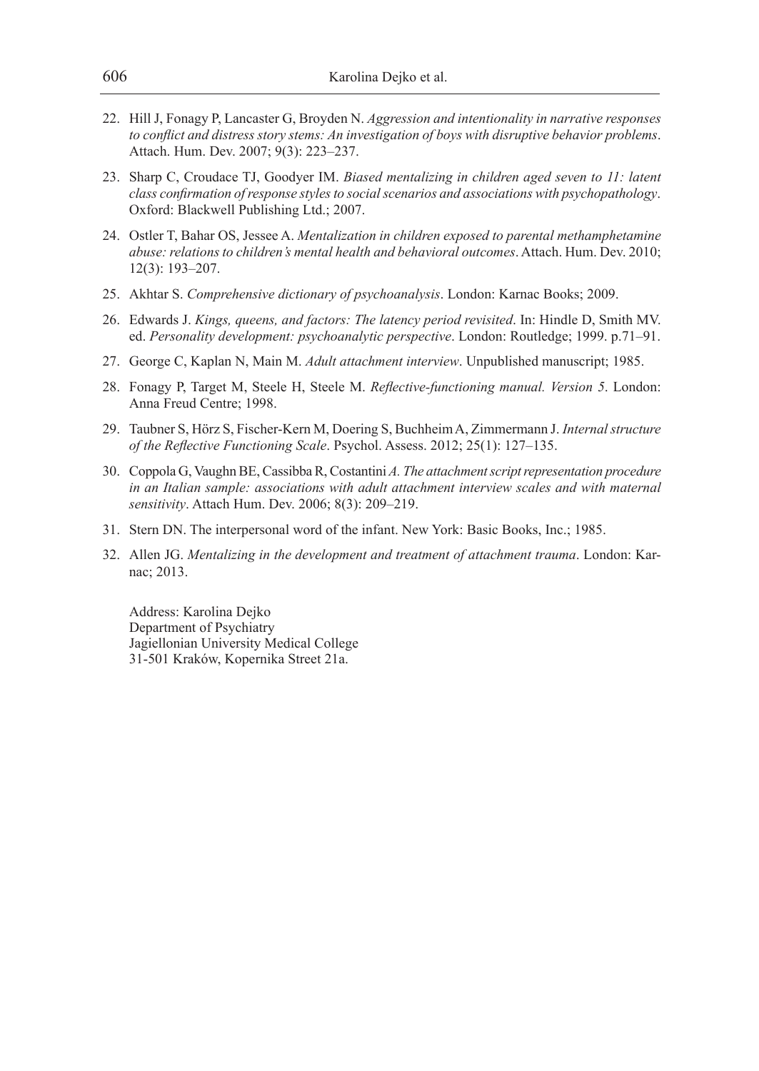22. Hill J, Fonagy P, Lancaster G, Broyden N. *Aggression and intentionality in narrative responses to conflict and distress story stems: An investigation of boys with disruptive behavior problems*. Attach. Hum. Dev. 2007; 9(3): 223–237.

23. Sharp C, Croudace TJ, Goodyer IM. *Biased mentalizing in children aged seven to 11: latent class confirmation of response styles to social scenarios and associations with psychopathology*. Oxford: Blackwell Publishing Ltd.; 2007.

24. Ostler T, Bahar OS, Jessee A. *Mentalization in children exposed to parental methamphetamine abuse: relations to children's mental health and behavioral outcomes*. Attach. Hum. Dev. 2010; 12(3): 193–207.

25. Akhtar S. *Comprehensive dictionary of psychoanalysis*. London: Karnac Books; 2009.

26. Edwards J. *Kings, queens, and factors: The latency period revisited*. In: Hindle D, Smith MV. ed. *Personality development: psychoanalytic perspective*. London: Routledge; 1999. p.71–91.

27. George C, Kaplan N, Main M. *Adult attachment interview*. Unpublished manuscript; 1985.

28. Fonagy P, Target M, Steele H, Steele M. *Reflective-functioning manual. Version 5*. London: Anna Freud Centre; 1998.

29. Taubner S, Hörz S, Fischer-Kern M, Doering S, Buchheim A, Zimmermann J. *Internal structure of the Reflective Functioning Scale*. Psychol. Assess. 2012; 25(1): 127–135.

30. Coppola G, Vaughn BE, Cassibba R, Costantini *A. The attachment script representation procedure in an Italian sample: associations with adult attachment interview scales and with maternal sensitivity*. Attach Hum. Dev. 2006; 8(3): 209–219.

31. Stern DN. The interpersonal word of the infant. New York: Basic Books, Inc.; 1985.

32. Allen JG. *Mentalizing in the development and treatment of attachment trauma*. London: Karnac; 2013.

Address: Karolina Dejko
Department of Psychiatry
Jagiellonian University Medical College
31-501 Kraków, Kopernika Street 21a.